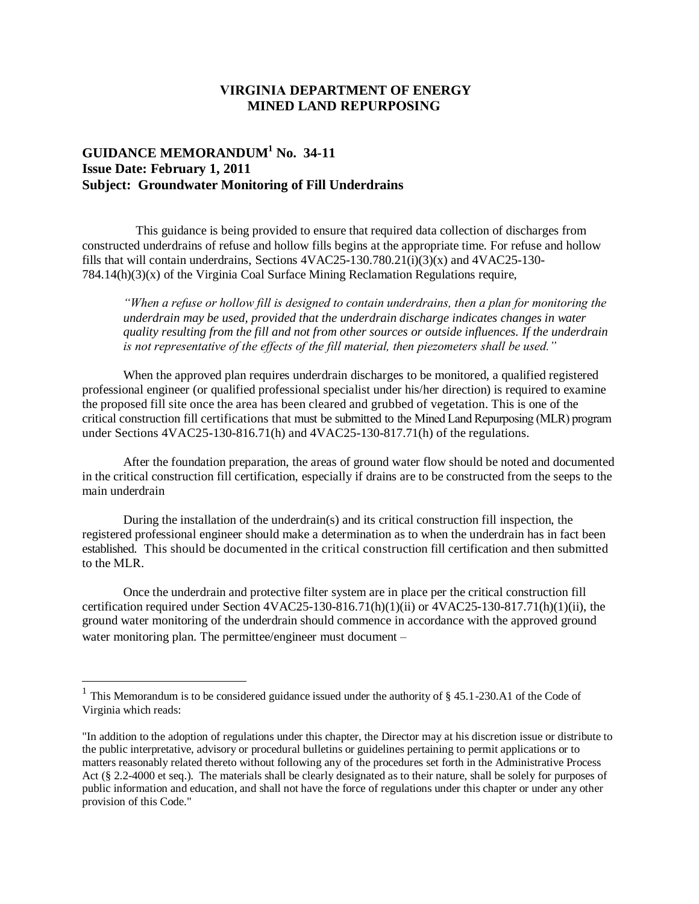**VIRGINIA DEPARTMENT OF ENERGY**
**MINED LAND REPURPOSING**

## GUIDANCE MEMORANDUM[1] No. 34-11
**Issue Date: February 1, 2011**
**Subject: Groundwater Monitoring of Fill Underdrains**

This guidance is being provided to ensure that required data collection of discharges from constructed underdrains of refuse and hollow fills begins at the appropriate time. For refuse and hollow fills that will contain underdrains, Sections 4VAC25-130.780.21(i)(3)(x) and 4VAC25-130-784.14(h)(3)(x) of the Virginia Coal Surface Mining Reclamation Regulations require,

> *"When a refuse or hollow fill is designed to contain underdrains, then a plan for monitoring the underdrain may be used, provided that the underdrain discharge indicates changes in water quality resulting from the fill and not from other sources or outside influences. If the underdrain is not representative of the effects of the fill material, then piezometers shall be used."*

When the approved plan requires underdrain discharges to be monitored, a qualified registered professional engineer (or qualified professional specialist under his/her direction) is required to examine the proposed fill site once the area has been cleared and grubbed of vegetation. This is one of the critical construction fill certifications that must be submitted to the Mined Land Repurposing (MLR) program under Sections 4VAC25-130-816.71(h) and 4VAC25-130-817.71(h) of the regulations.

After the foundation preparation, the areas of ground water flow should be noted and documented in the critical construction fill certification, especially if drains are to be constructed from the seeps to the main underdrain

During the installation of the underdrain(s) and its critical construction fill inspection, the registered professional engineer should make a determination as to when the underdrain has in fact been established. This should be documented in the critical construction fill certification and then submitted to the MLR.

Once the underdrain and protective filter system are in place per the critical construction fill certification required under Section 4VAC25-130-816.71(h)(1)(ii) or 4VAC25-130-817.71(h)(1)(ii), the ground water monitoring of the underdrain should commence in accordance with the approved ground water monitoring plan. The permittee/engineer must document –

---

[1] This Memorandum is to be considered guidance issued under the authority of § 45.1-230.A1 of the Code of Virginia which reads:

"In addition to the adoption of regulations under this chapter, the Director may at his discretion issue or distribute to the public interpretative, advisory or procedural bulletins or guidelines pertaining to permit applications or to matters reasonably related thereto without following any of the procedures set forth in the Administrative Process Act (§ 2.2-4000 et seq.). The materials shall be clearly designated as to their nature, shall be solely for purposes of public information and education, and shall not have the force of regulations under this chapter or under any other provision of this Code."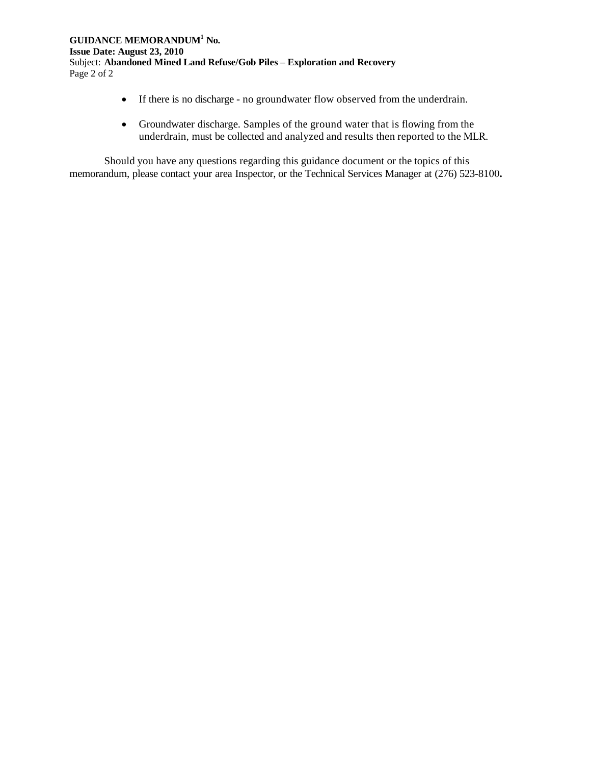- If there is no discharge - no groundwater flow observed from the underdrain.

- Groundwater discharge. Samples of the ground water that is flowing from the underdrain, must be collected and analyzed and results then reported to the MLR.

Should you have any questions regarding this guidance document or the topics of this memorandum, please contact your area Inspector, or the Technical Services Manager at (276) 523-8100**.**